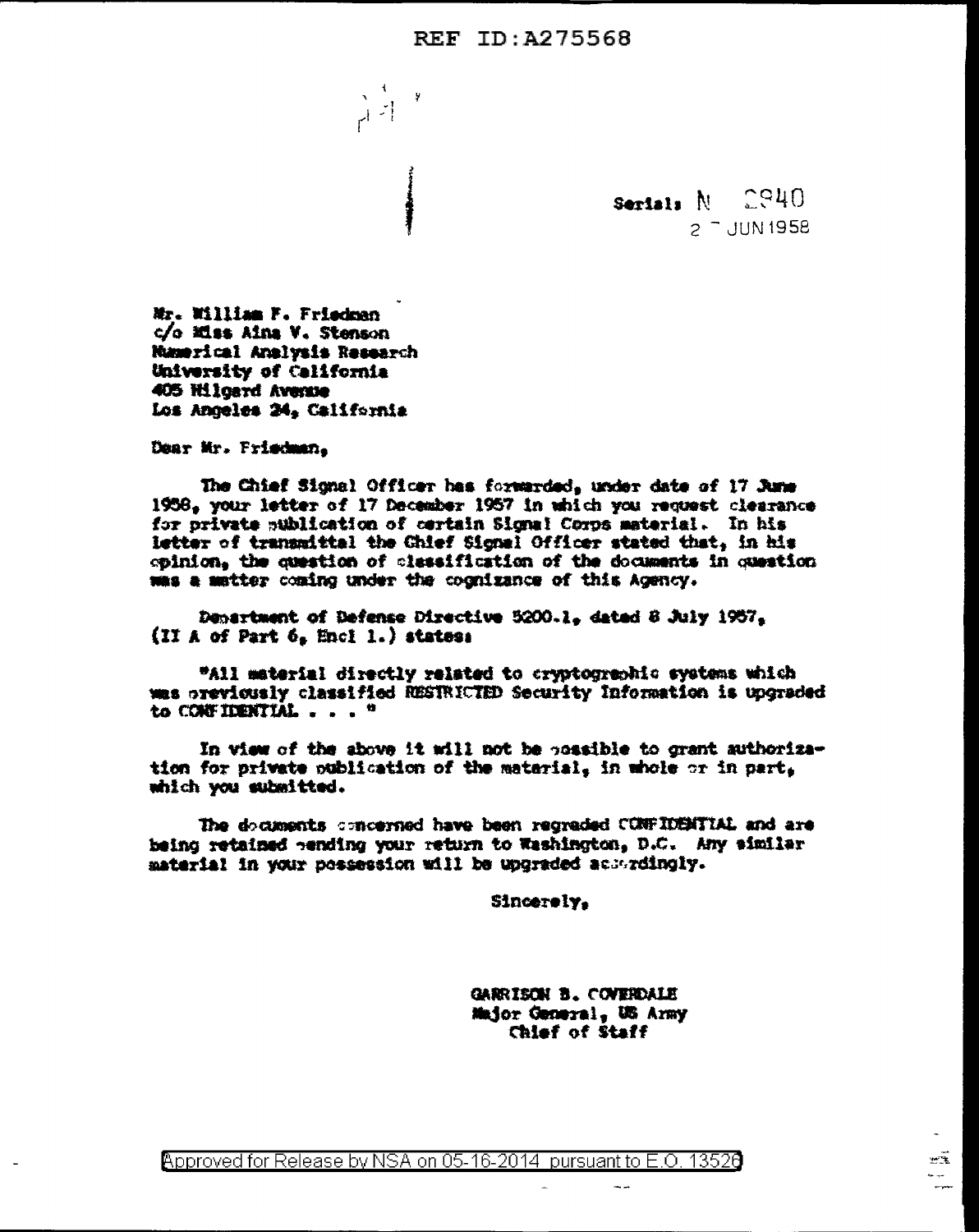REF ID:A275568

Serial: N 2940
2 JUN 1958

Mr. William F. Friedman
c/o Miss Aina V. Stenson
Numerical Analysis Research
University of California
405 Hilgard Avenue
Los Angeles 24, California

Dear Mr. Friedman,

The Chief Signal Officer has forwarded, under date of 17 June 1958, your letter of 17 December 1957 in which you request clearance for private publication of certain Signal Corps material. In his letter of transmittal the Chief Signal Officer stated that, in his opinion, the question of classification of the documents in question was a matter coming under the cognizance of this Agency.

Department of Defense Directive 5200.1, dated 8 July 1957, (II A of Part 6, Encl 1.) states:

"All material directly related to cryptographic systems which was previously classified RESTRICTED Security Information is upgraded to CONFIDENTIAL . . . "

In view of the above it will not be possible to grant authorization for private publication of the material, in whole or in part, which you submitted.

The documents concerned have been regraded CONFIDENTIAL and are being retained pending your return to Washington, D.C. Any similar material in your possession will be upgraded accordingly.

Sincerely,

GARRISON B. COVERDALE
Major General, US Army
Chief of Staff

Approved for Release by NSA on 05-16-2014 pursuant to E.O. 13526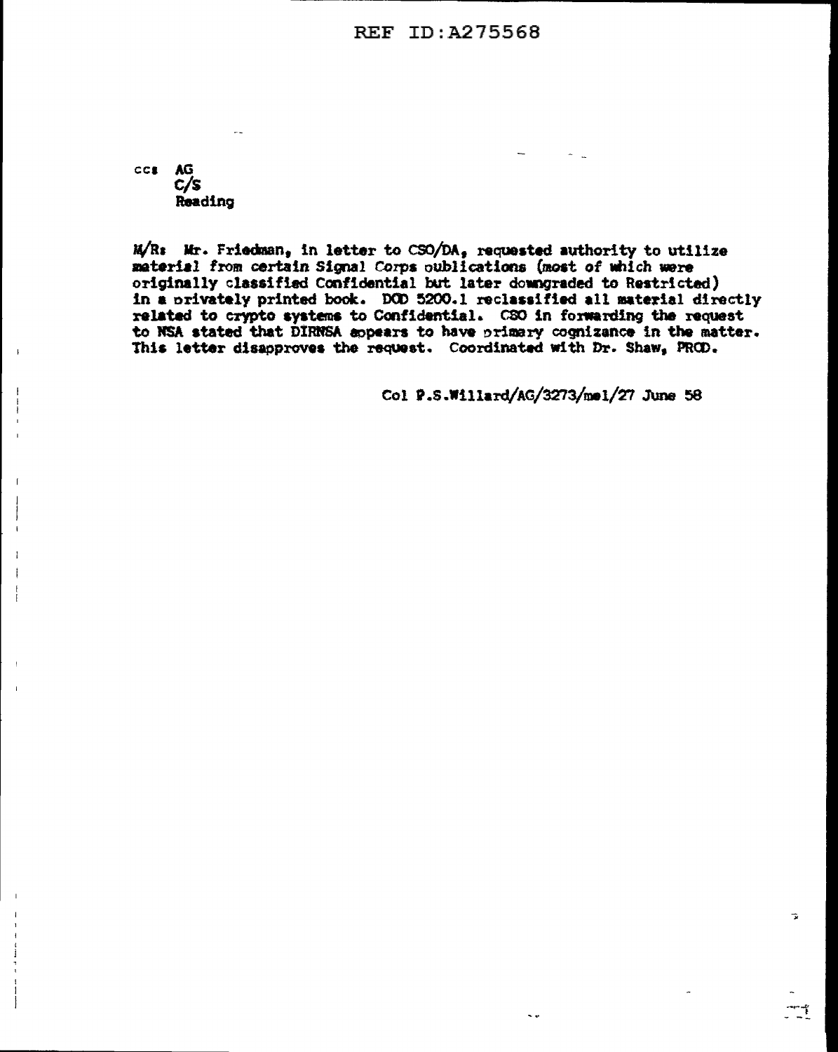REF ID:A275568

ccs AG
C/S
Reading

M/R: Mr. Friedman, in letter to CSO/DA, requested authority to utilize material from certain Signal Corps publications (most of which were originally classified Confidential but later downgraded to Restricted) in a privately printed book. DOD 5200.1 reclassified all material directly related to crypto systems to Confidential. CSO in forwarding the request to NSA stated that DIRNSA appears to have primary cognizance in the matter. This letter disapproves the request. Coordinated with Dr. Shaw, PROD.

Col P.S.Willard/AG/3273/mel/27 June 58